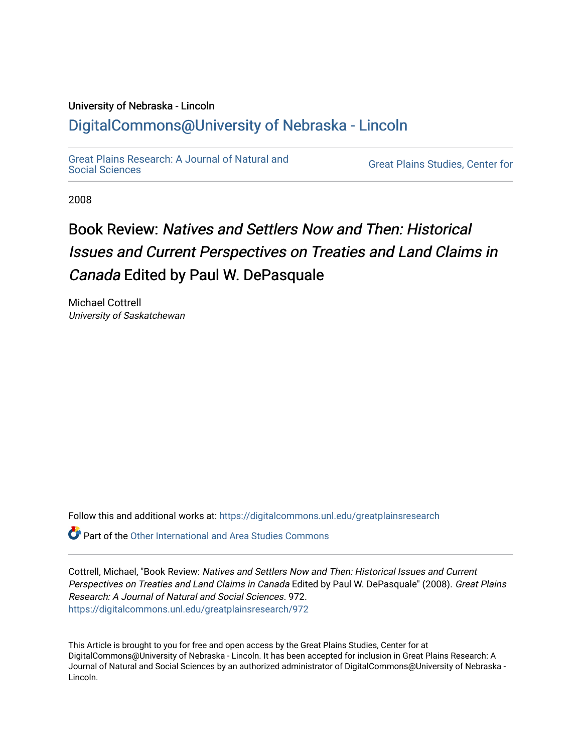University of Nebraska - Lincoln

## DigitalCommons@University of Nebraska - Lincoln

Great Plains Research: A Journal of Natural and Social Sciences

Great Plains Studies, Center for

2008

# Book Review: *Natives and Settlers Now and Then: Historical Issues and Current Perspectives on Treaties and Land Claims in Canada* Edited by Paul W. DePasquale

Michael Cottrell
*University of Saskatchewan*

Follow this and additional works at: https://digitalcommons.unl.edu/greatplainsresearch

Part of the Other International and Area Studies Commons

Cottrell, Michael, "Book Review: *Natives and Settlers Now and Then: Historical Issues and Current Perspectives on Treaties and Land Claims in Canada* Edited by Paul W. DePasquale" (2008). *Great Plains Research: A Journal of Natural and Social Sciences*. 972.
https://digitalcommons.unl.edu/greatplainsresearch/972

This Article is brought to you for free and open access by the Great Plains Studies, Center for at DigitalCommons@University of Nebraska - Lincoln. It has been accepted for inclusion in Great Plains Research: A Journal of Natural and Social Sciences by an authorized administrator of DigitalCommons@University of Nebraska - Lincoln.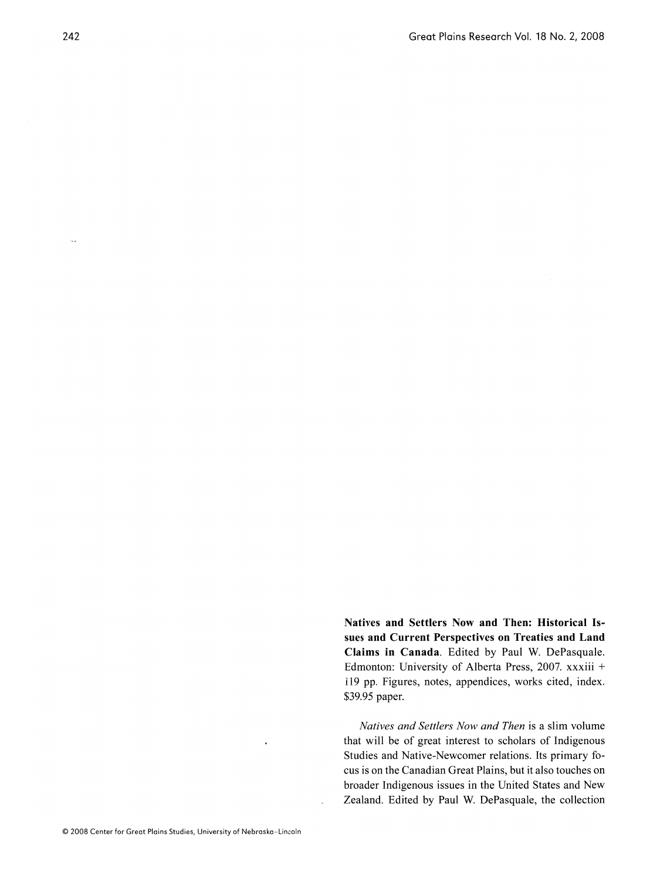**Natives and Settlers Now and Then: Historical Issues and Current Perspectives on Treaties and Land Claims in Canada**. Edited by Paul W. DePasquale. Edmonton: University of Alberta Press, 2007. xxxiii + 119 pp. Figures, notes, appendices, works cited, index. $39.95 paper.

*Natives and Settlers Now and Then* is a slim volume that will be of great interest to scholars of Indigenous Studies and Native-Newcomer relations. Its primary focus is on the Canadian Great Plains, but it also touches on broader Indigenous issues in the United States and New Zealand. Edited by Paul W. DePasquale, the collection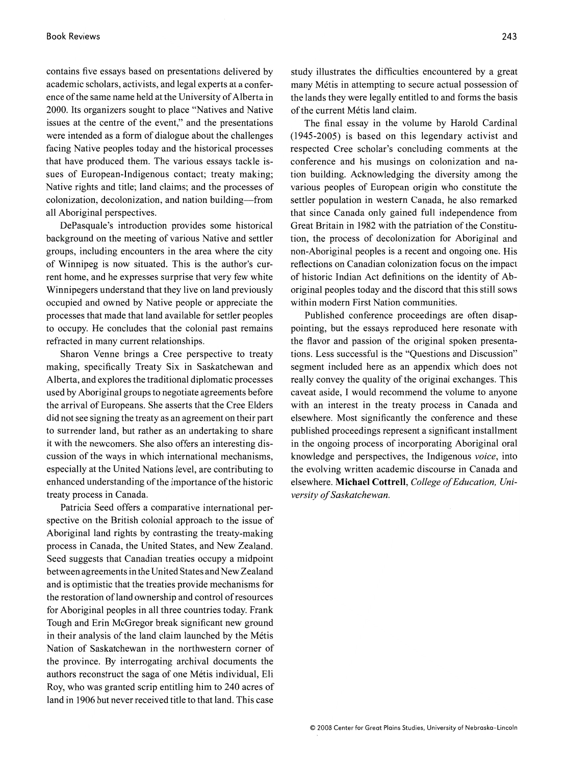contains five essays based on presentations delivered by academic scholars, activists, and legal experts at a conference of the same name held at the University of Alberta in 2000. Its organizers sought to place "Natives and Native issues at the centre of the event," and the presentations were intended as a form of dialogue about the challenges facing Native peoples today and the historical processes that have produced them. The various essays tackle issues of European-Indigenous contact; treaty making; Native rights and title; land claims; and the processes of colonization, decolonization, and nation building—from all Aboriginal perspectives.

DePasquale's introduction provides some historical background on the meeting of various Native and settler groups, including encounters in the area where the city of Winnipeg is now situated. This is the author's current home, and he expresses surprise that very few white Winnipegers understand that they live on land previously occupied and owned by Native people or appreciate the processes that made that land available for settler peoples to occupy. He concludes that the colonial past remains refracted in many current relationships.

Sharon Venne brings a Cree perspective to treaty making, specifically Treaty Six in Saskatchewan and Alberta, and explores the traditional diplomatic processes used by Aboriginal groups to negotiate agreements before the arrival of Europeans. She asserts that the Cree Elders did not see signing the treaty as an agreement on their part to surrender land, but rather as an undertaking to share it with the newcomers. She also offers an interesting discussion of the ways in which international mechanisms, especially at the United Nations level, are contributing to enhanced understanding of the importance of the historic treaty process in Canada.

Patricia Seed offers a comparative international perspective on the British colonial approach to the issue of Aboriginal land rights by contrasting the treaty-making process in Canada, the United States, and New Zealand. Seed suggests that Canadian treaties occupy a midpoint between agreements in the United States and New Zealand and is optimistic that the treaties provide mechanisms for the restoration of land ownership and control of resources for Aboriginal peoples in all three countries today. Frank Tough and Erin McGregor break significant new ground in their analysis of the land claim launched by the Métis Nation of Saskatchewan in the northwestern corner of the province. By interrogating archival documents the authors reconstruct the saga of one Métis individual, Eli Roy, who was granted scrip entitling him to 240 acres of land in 1906 but never received title to that land. This case study illustrates the difficulties encountered by a great many Métis in attempting to secure actual possession of the lands they were legally entitled to and forms the basis of the current Métis land claim.

The final essay in the volume by Harold Cardinal (1945-2005) is based on this legendary activist and respected Cree scholar's concluding comments at the conference and his musings on colonization and nation building. Acknowledging the diversity among the various peoples of European origin who constitute the settler population in western Canada, he also remarked that since Canada only gained full independence from Great Britain in 1982 with the patriation of the Constitution, the process of decolonization for Aboriginal and non-Aboriginal peoples is a recent and ongoing one. His reflections on Canadian colonization focus on the impact of historic Indian Act definitions on the identity of Aboriginal peoples today and the discord that this still sows within modern First Nation communities.

Published conference proceedings are often disappointing, but the essays reproduced here resonate with the flavor and passion of the original spoken presentations. Less successful is the "Questions and Discussion" segment included here as an appendix which does not really convey the quality of the original exchanges. This caveat aside, I would recommend the volume to anyone with an interest in the treaty process in Canada and elsewhere. Most significantly the conference and these published proceedings represent a significant installment in the ongoing process of incorporating Aboriginal oral knowledge and perspectives, the Indigenous *voice*, into the evolving written academic discourse in Canada and elsewhere. **Michael Cottrell**, *College of Education, University of Saskatchewan.*

© 2008 Center for Great Plains Studies, University of Nebraska-Lincoln